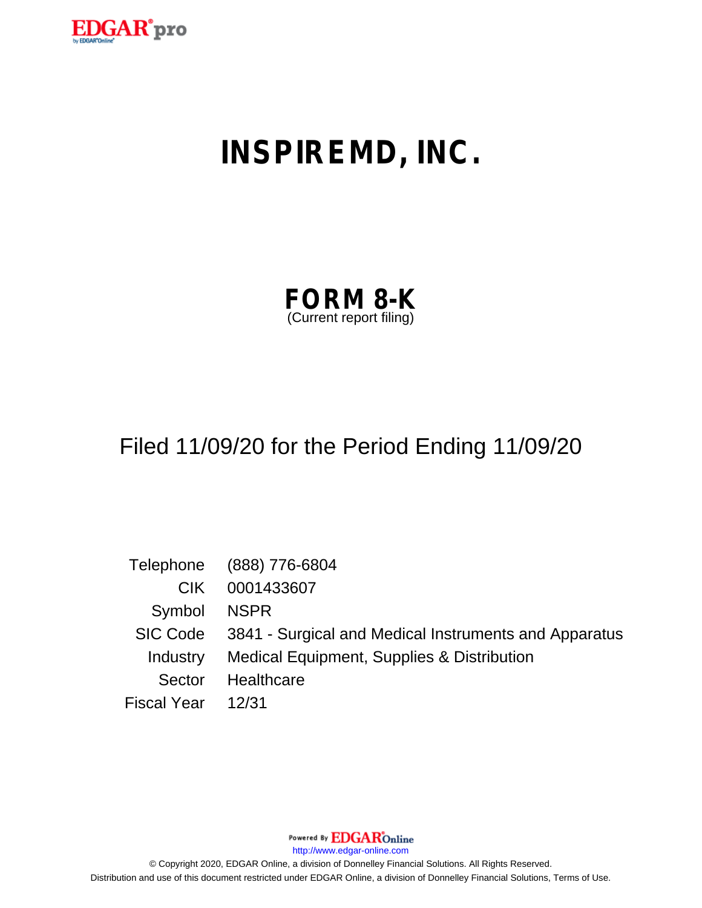# INSPIREMD, INC.

## FORM 8-K

(Current report filing)

Filed 11/09/20 for the Period Ending 11/09/20

| | |
|---|---|
| Telephone | (888) 776-6804 |
| CIK | 0001433607 |
| Symbol | NSPR |
| SIC Code | 3841 - Surgical and Medical Instruments and Apparatus |
| Industry | Medical Equipment, Supplies & Distribution |
| Sector | Healthcare |
| Fiscal Year | 12/31 |

Powered By EDGAR Online

http://www.edgar-online.com

© Copyright 2020, EDGAR Online, a division of Donnelley Financial Solutions. All Rights Reserved.

Distribution and use of this document restricted under EDGAR Online, a division of Donnelley Financial Solutions, Terms of Use.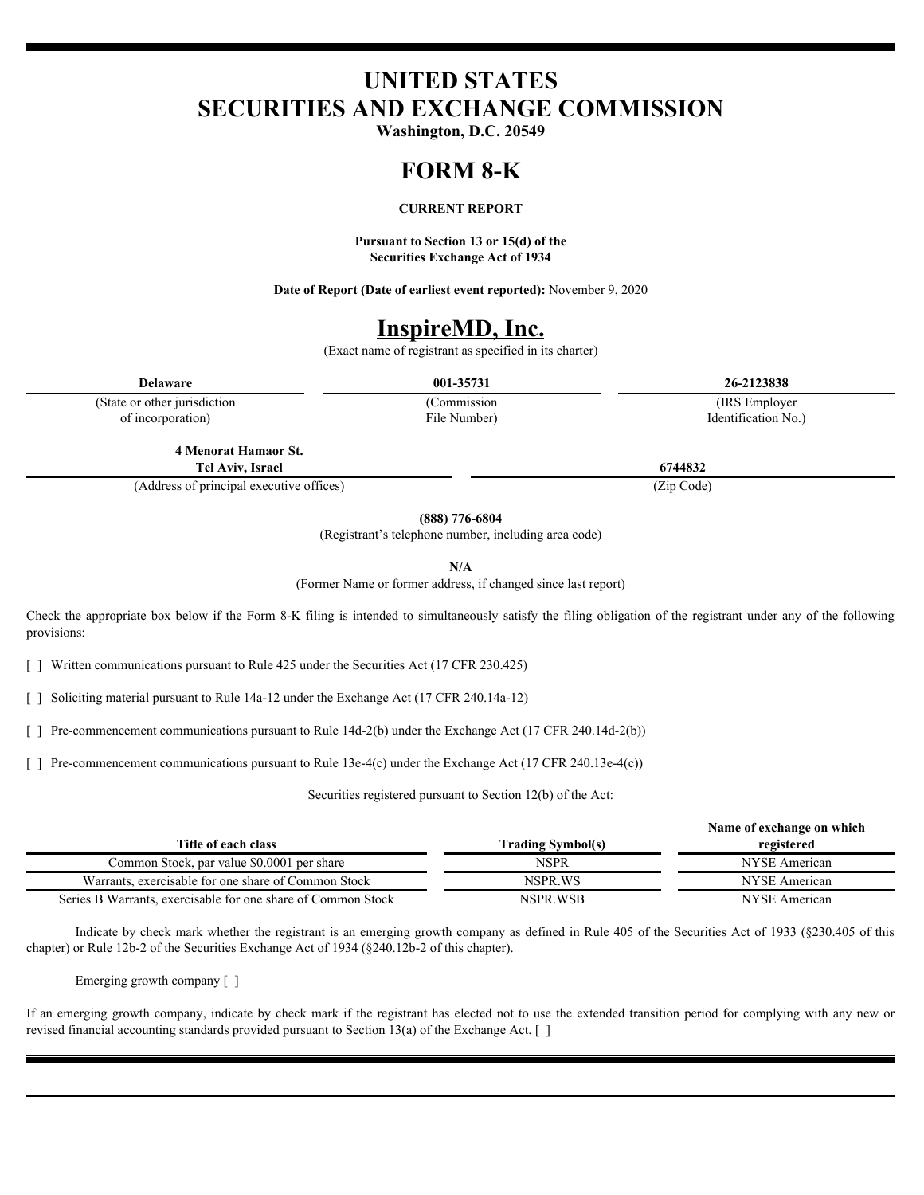# UNITED STATES
# SECURITIES AND EXCHANGE COMMISSION

**Washington, D.C. 20549**

# FORM 8-K

**CURRENT REPORT**

**Pursuant to Section 13 or 15(d) of the Securities Exchange Act of 1934**

**Date of Report (Date of earliest event reported):** November 9, 2020

# InspireMD, Inc.

(Exact name of registrant as specified in its charter)

| **Delaware** | **001-35731** | **26-2123838** |
|---|---|---|
| (State or other jurisdiction of incorporation) | (Commission File Number) | (IRS Employer Identification No.) |

| **4 Menorat Hamaor St. Tel Aviv, Israel** | **6744832** |
|---|---|
| (Address of principal executive offices) | (Zip Code) |

**(888) 776-6804**
(Registrant's telephone number, including area code)

**N/A**
(Former Name or former address, if changed since last report)

Check the appropriate box below if the Form 8-K filing is intended to simultaneously satisfy the filing obligation of the registrant under any of the following provisions:

[ ] Written communications pursuant to Rule 425 under the Securities Act (17 CFR 230.425)

[ ] Soliciting material pursuant to Rule 14a-12 under the Exchange Act (17 CFR 240.14a-12)

[ ] Pre-commencement communications pursuant to Rule 14d-2(b) under the Exchange Act (17 CFR 240.14d-2(b))

[ ] Pre-commencement communications pursuant to Rule 13e-4(c) under the Exchange Act (17 CFR 240.13e-4(c))

Securities registered pursuant to Section 12(b) of the Act:

| Title of each class | Trading Symbol(s) | Name of exchange on which registered |
|---|---|---|
| Common Stock, par value $0.0001 per share | NSPR | NYSE American |
| Warrants, exercisable for one share of Common Stock | NSPR.WS | NYSE American |
| Series B Warrants, exercisable for one share of Common Stock | NSPR.WSB | NYSE American |

Indicate by check mark whether the registrant is an emerging growth company as defined in Rule 405 of the Securities Act of 1933 (§230.405 of this chapter) or Rule 12b-2 of the Securities Exchange Act of 1934 (§240.12b-2 of this chapter).

Emerging growth company [ ]

If an emerging growth company, indicate by check mark if the registrant has elected not to use the extended transition period for complying with any new or revised financial accounting standards provided pursuant to Section 13(a) of the Exchange Act. [ ]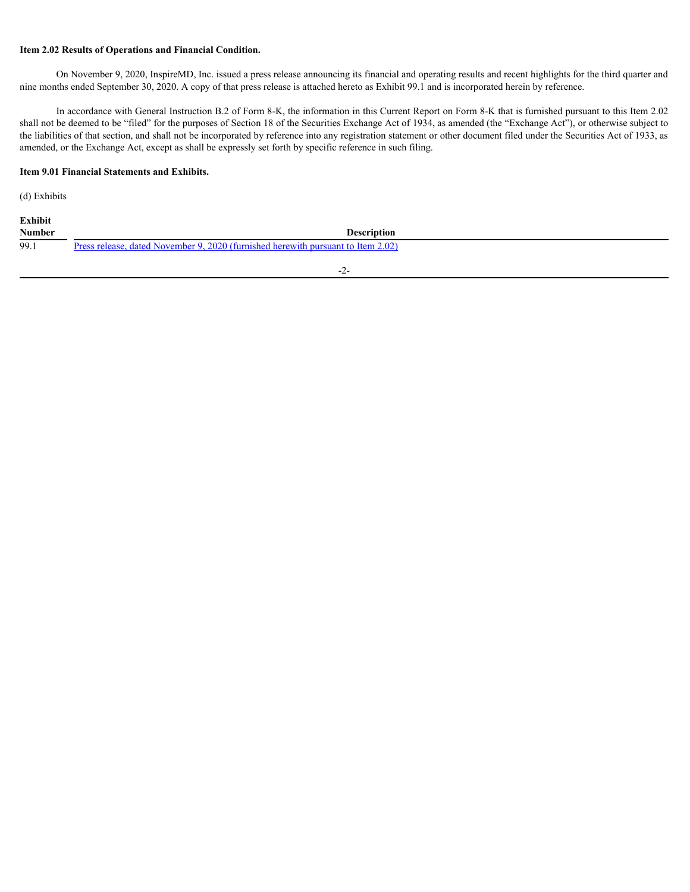**Item 2.02 Results of Operations and Financial Condition.**

On November 9, 2020, InspireMD, Inc. issued a press release announcing its financial and operating results and recent highlights for the third quarter and nine months ended September 30, 2020. A copy of that press release is attached hereto as Exhibit 99.1 and is incorporated herein by reference.

In accordance with General Instruction B.2 of Form 8-K, the information in this Current Report on Form 8-K that is furnished pursuant to this Item 2.02 shall not be deemed to be "filed" for the purposes of Section 18 of the Securities Exchange Act of 1934, as amended (the "Exchange Act"), or otherwise subject to the liabilities of that section, and shall not be incorporated by reference into any registration statement or other document filed under the Securities Act of 1933, as amended, or the Exchange Act, except as shall be expressly set forth by specific reference in such filing.

**Item 9.01 Financial Statements and Exhibits.**

(d) Exhibits

| Exhibit Number | Description |
|---|---|
| 99.1 | Press release, dated November 9, 2020 (furnished herewith pursuant to Item 2.02) |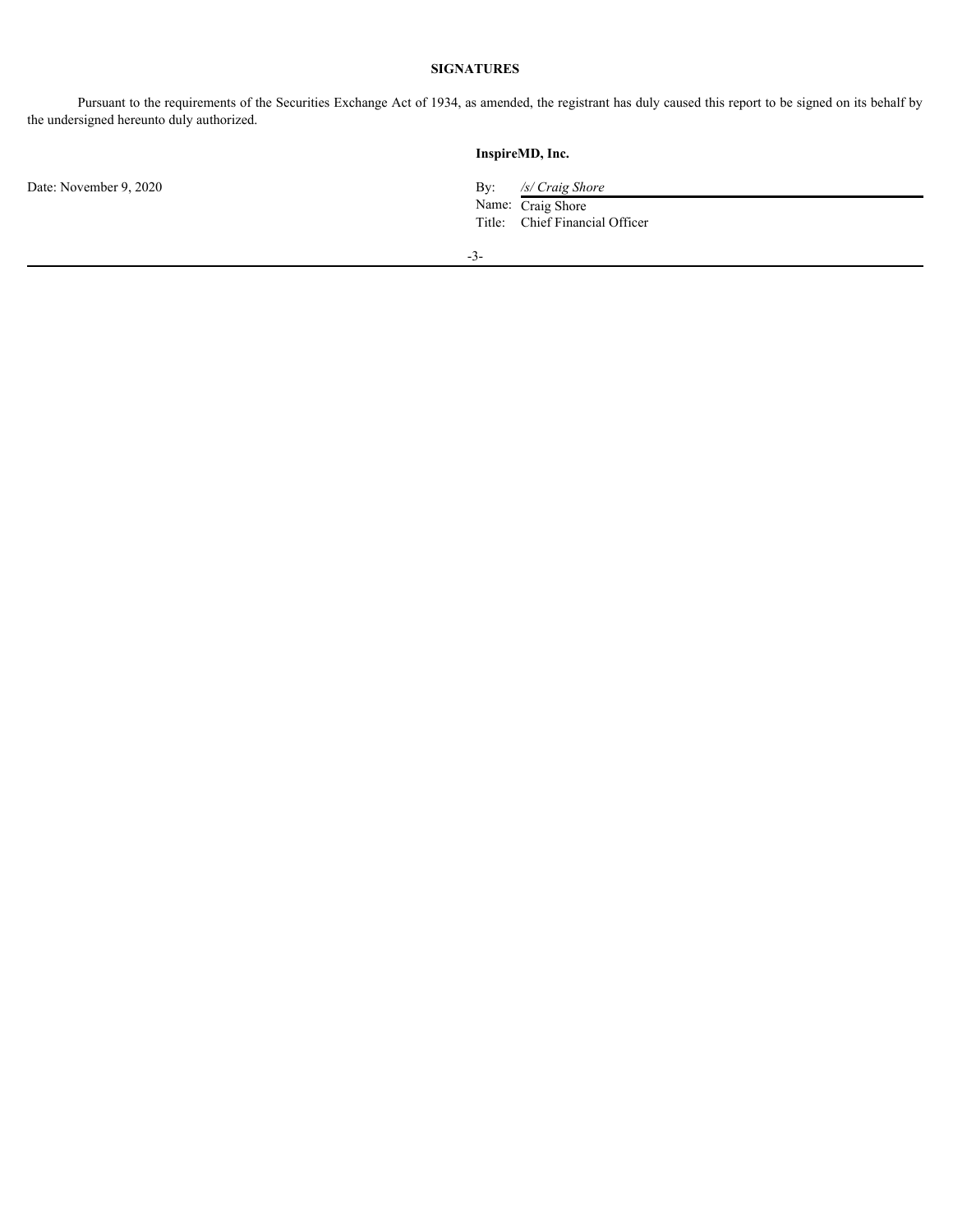## SIGNATURES

Pursuant to the requirements of the Securities Exchange Act of 1934, as amended, the registrant has duly caused this report to be signed on its behalf by the undersigned hereunto duly authorized.

**InspireMD, Inc.**

Date: November 9, 2020

By: */s/ Craig Shore*
Name: Craig Shore
Title: Chief Financial Officer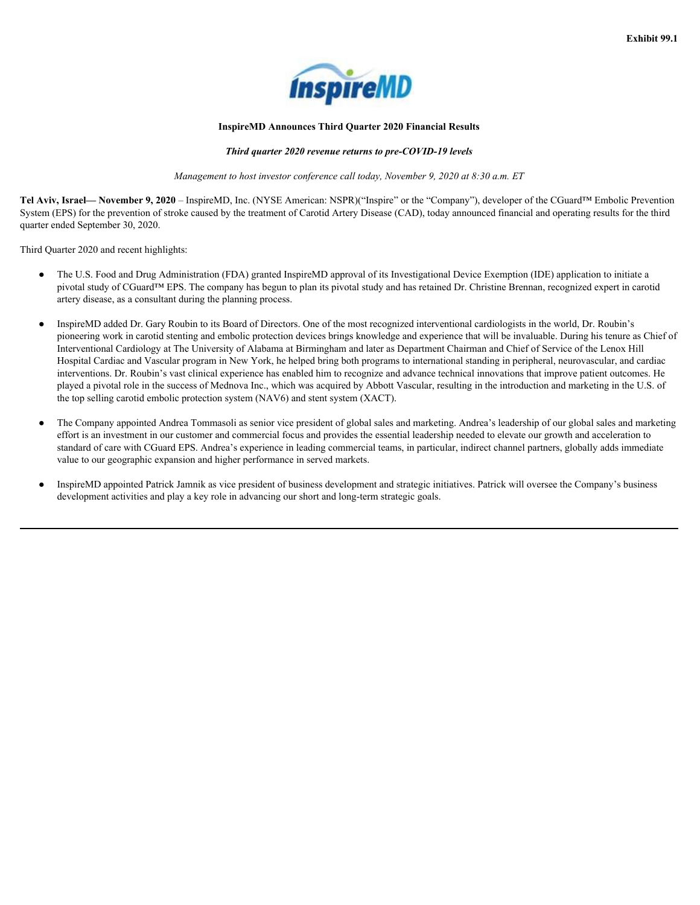Exhibit 99.1

**InspireMD Announces Third Quarter 2020 Financial Results**

***Third quarter 2020 revenue returns to pre-COVID-19 levels***

*Management to host investor conference call today, November 9, 2020 at 8:30 a.m. ET*

**Tel Aviv, Israel— November 9, 2020** – InspireMD, Inc. (NYSE American: NSPR)("Inspire" or the "Company"), developer of the CGuard™ Embolic Prevention System (EPS) for the prevention of stroke caused by the treatment of Carotid Artery Disease (CAD), today announced financial and operating results for the third quarter ended September 30, 2020.

Third Quarter 2020 and recent highlights:

- The U.S. Food and Drug Administration (FDA) granted InspireMD approval of its Investigational Device Exemption (IDE) application to initiate a pivotal study of CGuard™ EPS. The company has begun to plan its pivotal study and has retained Dr. Christine Brennan, recognized expert in carotid artery disease, as a consultant during the planning process.

- InspireMD added Dr. Gary Roubin to its Board of Directors. One of the most recognized interventional cardiologists in the world, Dr. Roubin's pioneering work in carotid stenting and embolic protection devices brings knowledge and experience that will be invaluable. During his tenure as Chief of Interventional Cardiology at The University of Alabama at Birmingham and later as Department Chairman and Chief of Service of the Lenox Hill Hospital Cardiac and Vascular program in New York, he helped bring both programs to international standing in peripheral, neurovascular, and cardiac interventions. Dr. Roubin's vast clinical experience has enabled him to recognize and advance technical innovations that improve patient outcomes. He played a pivotal role in the success of Mednova Inc., which was acquired by Abbott Vascular, resulting in the introduction and marketing in the U.S. of the top selling carotid embolic protection system (NAV6) and stent system (XACT).

- The Company appointed Andrea Tommasoli as senior vice president of global sales and marketing. Andrea's leadership of our global sales and marketing effort is an investment in our customer and commercial focus and provides the essential leadership needed to elevate our growth and acceleration to standard of care with CGuard EPS. Andrea's experience in leading commercial teams, in particular, indirect channel partners, globally adds immediate value to our geographic expansion and higher performance in served markets.

- InspireMD appointed Patrick Jamnik as vice president of business development and strategic initiatives. Patrick will oversee the Company's business development activities and play a key role in advancing our short and long-term strategic goals.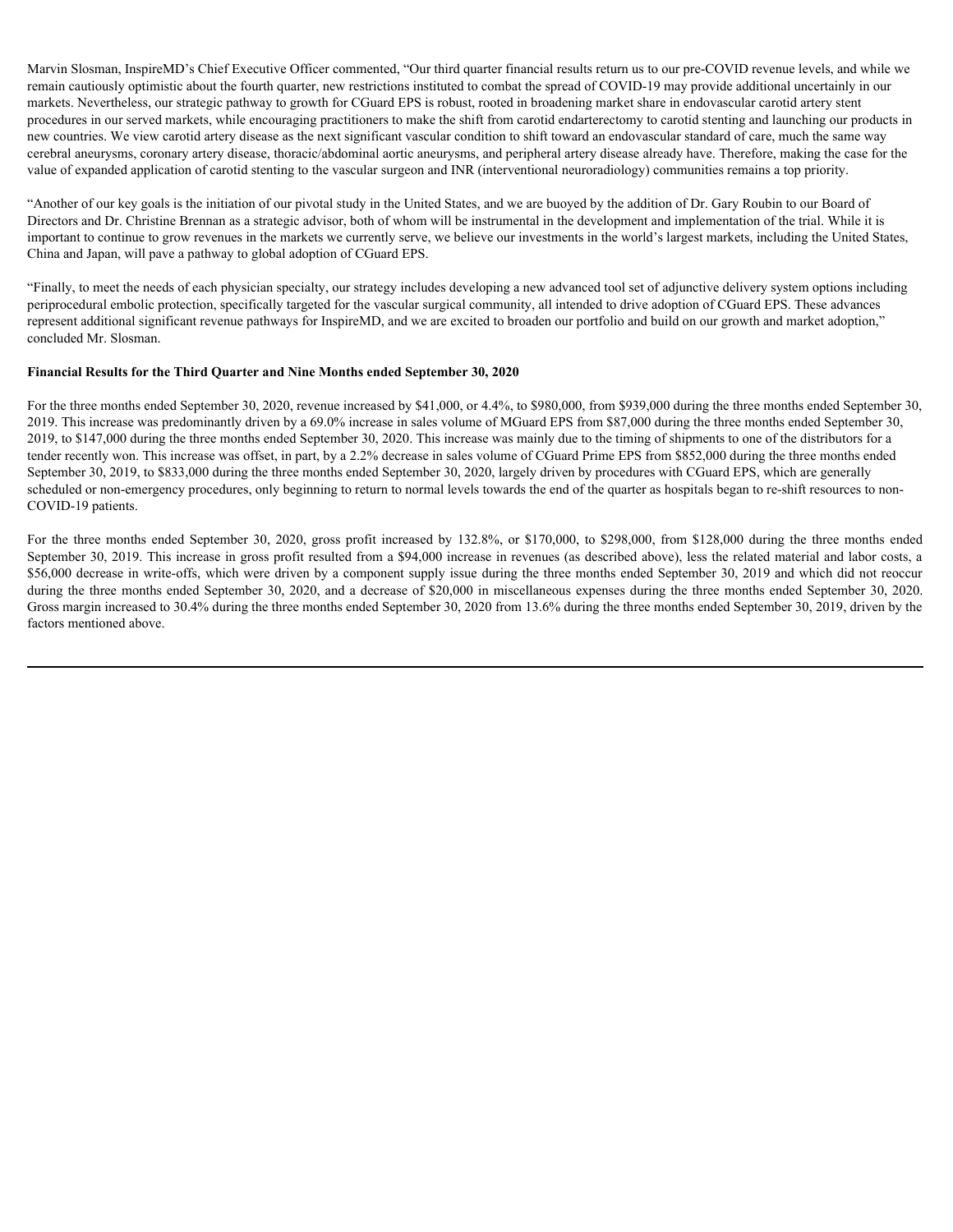Marvin Slosman, InspireMD's Chief Executive Officer commented, "Our third quarter financial results return us to our pre-COVID revenue levels, and while we remain cautiously optimistic about the fourth quarter, new restrictions instituted to combat the spread of COVID-19 may provide additional uncertainly in our markets. Nevertheless, our strategic pathway to growth for CGuard EPS is robust, rooted in broadening market share in endovascular carotid artery stent procedures in our served markets, while encouraging practitioners to make the shift from carotid endarterectomy to carotid stenting and launching our products in new countries. We view carotid artery disease as the next significant vascular condition to shift toward an endovascular standard of care, much the same way cerebral aneurysms, coronary artery disease, thoracic/abdominal aortic aneurysms, and peripheral artery disease already have. Therefore, making the case for the value of expanded application of carotid stenting to the vascular surgeon and INR (interventional neuroradiology) communities remains a top priority.

"Another of our key goals is the initiation of our pivotal study in the United States, and we are buoyed by the addition of Dr. Gary Roubin to our Board of Directors and Dr. Christine Brennan as a strategic advisor, both of whom will be instrumental in the development and implementation of the trial. While it is important to continue to grow revenues in the markets we currently serve, we believe our investments in the world's largest markets, including the United States, China and Japan, will pave a pathway to global adoption of CGuard EPS.

"Finally, to meet the needs of each physician specialty, our strategy includes developing a new advanced tool set of adjunctive delivery system options including periprocedural embolic protection, specifically targeted for the vascular surgical community, all intended to drive adoption of CGuard EPS. These advances represent additional significant revenue pathways for InspireMD, and we are excited to broaden our portfolio and build on our growth and market adoption," concluded Mr. Slosman.

**Financial Results for the Third Quarter and Nine Months ended September 30, 2020**

For the three months ended September 30, 2020, revenue increased by $41,000, or 4.4%, to $980,000, from $939,000 during the three months ended September 30, 2019. This increase was predominantly driven by a 69.0% increase in sales volume of MGuard EPS from $87,000 during the three months ended September 30, 2019, to $147,000 during the three months ended September 30, 2020. This increase was mainly due to the timing of shipments to one of the distributors for a tender recently won. This increase was offset, in part, by a 2.2% decrease in sales volume of CGuard Prime EPS from $852,000 during the three months ended September 30, 2019, to $833,000 during the three months ended September 30, 2020, largely driven by procedures with CGuard EPS, which are generally scheduled or non-emergency procedures, only beginning to return to normal levels towards the end of the quarter as hospitals began to re-shift resources to non-COVID-19 patients.

For the three months ended September 30, 2020, gross profit increased by 132.8%, or $170,000, to $298,000, from $128,000 during the three months ended September 30, 2019. This increase in gross profit resulted from a $94,000 increase in revenues (as described above), less the related material and labor costs, a $56,000 decrease in write-offs, which were driven by a component supply issue during the three months ended September 30, 2019 and which did not reoccur during the three months ended September 30, 2020, and a decrease of $20,000 in miscellaneous expenses during the three months ended September 30, 2020. Gross margin increased to 30.4% during the three months ended September 30, 2020 from 13.6% during the three months ended September 30, 2019, driven by the factors mentioned above.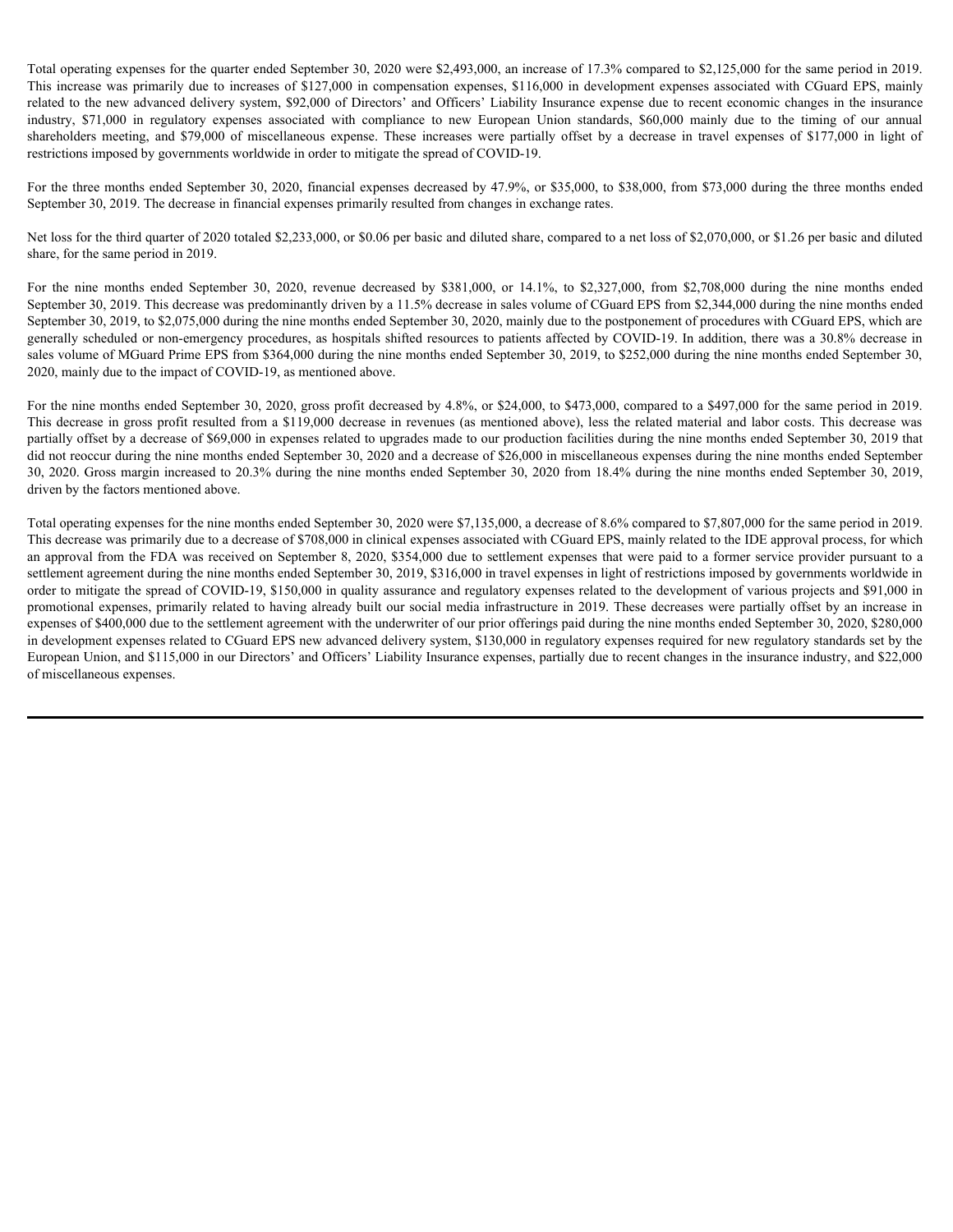Total operating expenses for the quarter ended September 30, 2020 were $2,493,000, an increase of 17.3% compared to $2,125,000 for the same period in 2019. This increase was primarily due to increases of $127,000 in compensation expenses, $116,000 in development expenses associated with CGuard EPS, mainly related to the new advanced delivery system, $92,000 of Directors' and Officers' Liability Insurance expense due to recent economic changes in the insurance industry, $71,000 in regulatory expenses associated with compliance to new European Union standards, $60,000 mainly due to the timing of our annual shareholders meeting, and $79,000 of miscellaneous expense. These increases were partially offset by a decrease in travel expenses of $177,000 in light of restrictions imposed by governments worldwide in order to mitigate the spread of COVID-19.

For the three months ended September 30, 2020, financial expenses decreased by 47.9%, or $35,000, to $38,000, from $73,000 during the three months ended September 30, 2019. The decrease in financial expenses primarily resulted from changes in exchange rates.

Net loss for the third quarter of 2020 totaled $2,233,000, or $0.06 per basic and diluted share, compared to a net loss of $2,070,000, or $1.26 per basic and diluted share, for the same period in 2019.

For the nine months ended September 30, 2020, revenue decreased by $381,000, or 14.1%, to $2,327,000, from $2,708,000 during the nine months ended September 30, 2019. This decrease was predominantly driven by a 11.5% decrease in sales volume of CGuard EPS from $2,344,000 during the nine months ended September 30, 2019, to $2,075,000 during the nine months ended September 30, 2020, mainly due to the postponement of procedures with CGuard EPS, which are generally scheduled or non-emergency procedures, as hospitals shifted resources to patients affected by COVID-19. In addition, there was a 30.8% decrease in sales volume of MGuard Prime EPS from $364,000 during the nine months ended September 30, 2019, to $252,000 during the nine months ended September 30, 2020, mainly due to the impact of COVID-19, as mentioned above.

For the nine months ended September 30, 2020, gross profit decreased by 4.8%, or $24,000, to $473,000, compared to a $497,000 for the same period in 2019. This decrease in gross profit resulted from a $119,000 decrease in revenues (as mentioned above), less the related material and labor costs. This decrease was partially offset by a decrease of $69,000 in expenses related to upgrades made to our production facilities during the nine months ended September 30, 2019 that did not reoccur during the nine months ended September 30, 2020 and a decrease of $26,000 in miscellaneous expenses during the nine months ended September 30, 2020. Gross margin increased to 20.3% during the nine months ended September 30, 2020 from 18.4% during the nine months ended September 30, 2019, driven by the factors mentioned above.

Total operating expenses for the nine months ended September 30, 2020 were $7,135,000, a decrease of 8.6% compared to $7,807,000 for the same period in 2019. This decrease was primarily due to a decrease of $708,000 in clinical expenses associated with CGuard EPS, mainly related to the IDE approval process, for which an approval from the FDA was received on September 8, 2020, $354,000 due to settlement expenses that were paid to a former service provider pursuant to a settlement agreement during the nine months ended September 30, 2019, $316,000 in travel expenses in light of restrictions imposed by governments worldwide in order to mitigate the spread of COVID-19, $150,000 in quality assurance and regulatory expenses related to the development of various projects and $91,000 in promotional expenses, primarily related to having already built our social media infrastructure in 2019. These decreases were partially offset by an increase in expenses of $400,000 due to the settlement agreement with the underwriter of our prior offerings paid during the nine months ended September 30, 2020, $280,000 in development expenses related to CGuard EPS new advanced delivery system, $130,000 in regulatory expenses required for new regulatory standards set by the European Union, and $115,000 in our Directors' and Officers' Liability Insurance expenses, partially due to recent changes in the insurance industry, and $22,000 of miscellaneous expenses.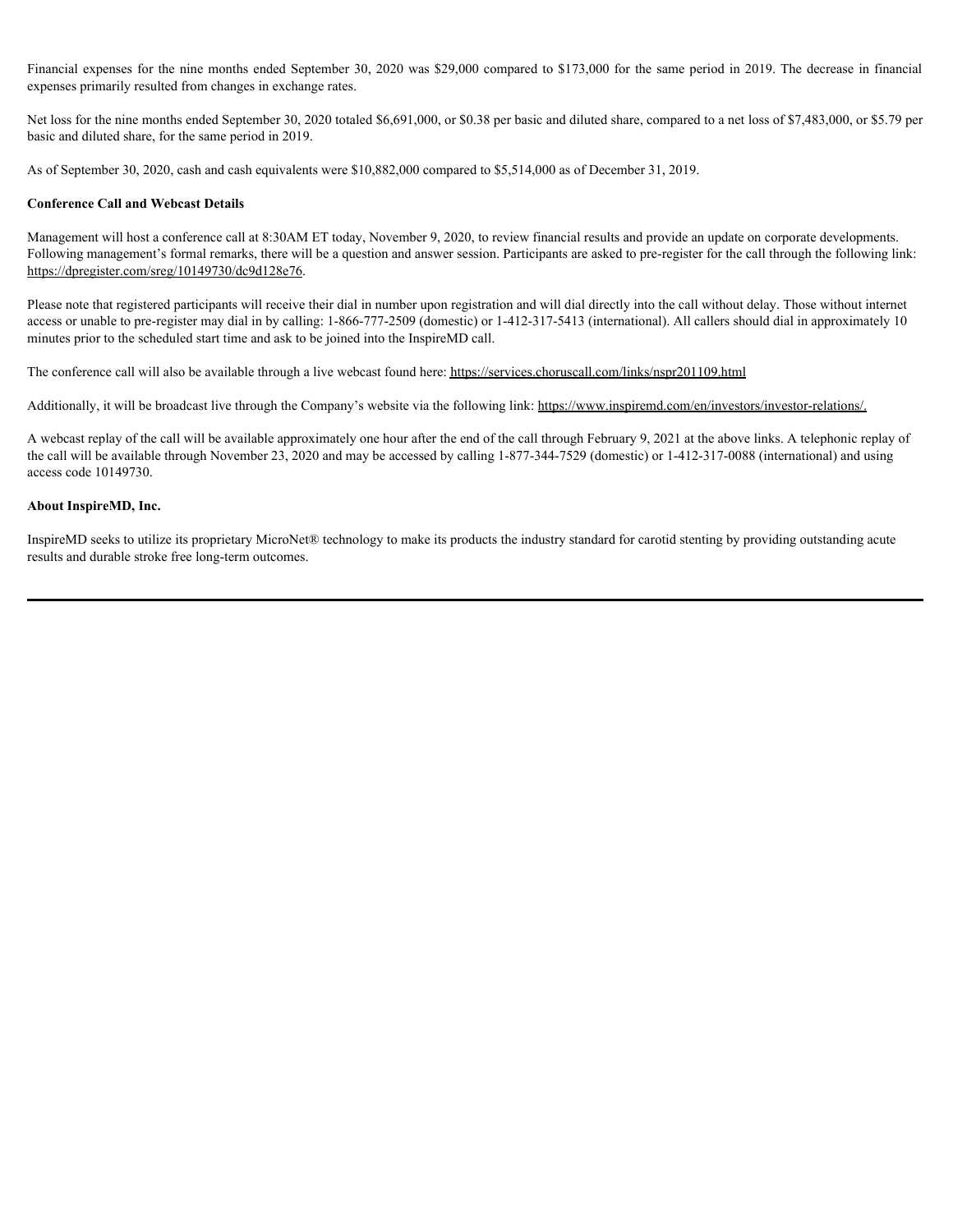Financial expenses for the nine months ended September 30, 2020 was $29,000 compared to $173,000 for the same period in 2019. The decrease in financial expenses primarily resulted from changes in exchange rates.

Net loss for the nine months ended September 30, 2020 totaled $6,691,000, or $0.38 per basic and diluted share, compared to a net loss of $7,483,000, or $5.79 per basic and diluted share, for the same period in 2019.

As of September 30, 2020, cash and cash equivalents were $10,882,000 compared to $5,514,000 as of December 31, 2019.

**Conference Call and Webcast Details**

Management will host a conference call at 8:30AM ET today, November 9, 2020, to review financial results and provide an update on corporate developments. Following management's formal remarks, there will be a question and answer session. Participants are asked to pre-register for the call through the following link: https://dpregister.com/sreg/10149730/dc9d128e76.

Please note that registered participants will receive their dial in number upon registration and will dial directly into the call without delay. Those without internet access or unable to pre-register may dial in by calling: 1-866-777-2509 (domestic) or 1-412-317-5413 (international). All callers should dial in approximately 10 minutes prior to the scheduled start time and ask to be joined into the InspireMD call.

The conference call will also be available through a live webcast found here: https://services.choruscall.com/links/nspr201109.html

Additionally, it will be broadcast live through the Company's website via the following link: https://www.inspiremd.com/en/investors/investor-relations/.

A webcast replay of the call will be available approximately one hour after the end of the call through February 9, 2021 at the above links. A telephonic replay of the call will be available through November 23, 2020 and may be accessed by calling 1-877-344-7529 (domestic) or 1-412-317-0088 (international) and using access code 10149730.

**About InspireMD, Inc.**

InspireMD seeks to utilize its proprietary MicroNet® technology to make its products the industry standard for carotid stenting by providing outstanding acute results and durable stroke free long-term outcomes.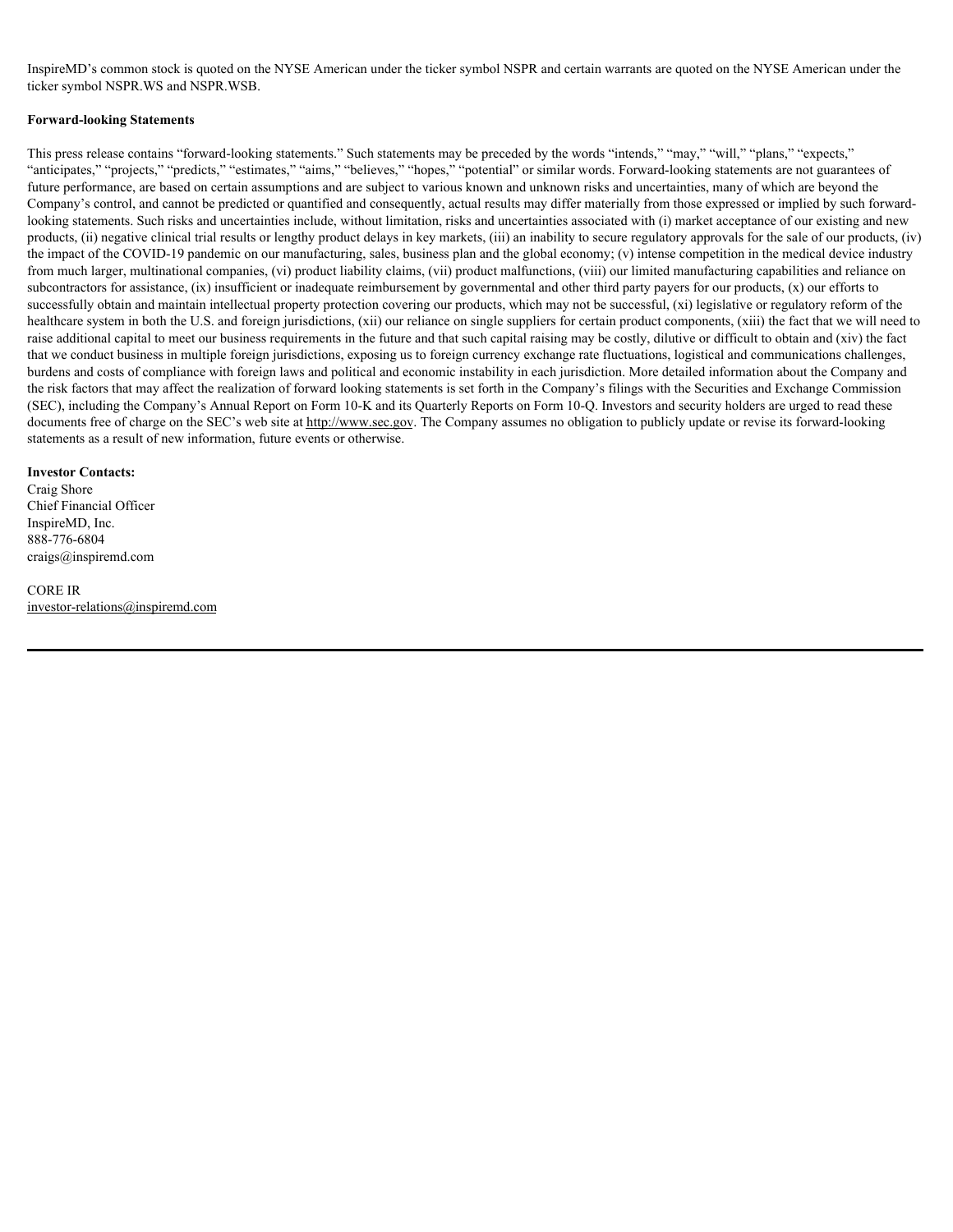InspireMD's common stock is quoted on the NYSE American under the ticker symbol NSPR and certain warrants are quoted on the NYSE American under the ticker symbol NSPR.WS and NSPR.WSB.

**Forward-looking Statements**

This press release contains "forward-looking statements." Such statements may be preceded by the words "intends," "may," "will," "plans," "expects," "anticipates," "projects," "predicts," "estimates," "aims," "believes," "hopes," "potential" or similar words. Forward-looking statements are not guarantees of future performance, are based on certain assumptions and are subject to various known and unknown risks and uncertainties, many of which are beyond the Company's control, and cannot be predicted or quantified and consequently, actual results may differ materially from those expressed or implied by such forward-looking statements. Such risks and uncertainties include, without limitation, risks and uncertainties associated with (i) market acceptance of our existing and new products, (ii) negative clinical trial results or lengthy product delays in key markets, (iii) an inability to secure regulatory approvals for the sale of our products, (iv) the impact of the COVID-19 pandemic on our manufacturing, sales, business plan and the global economy; (v) intense competition in the medical device industry from much larger, multinational companies, (vi) product liability claims, (vii) product malfunctions, (viii) our limited manufacturing capabilities and reliance on subcontractors for assistance, (ix) insufficient or inadequate reimbursement by governmental and other third party payers for our products, (x) our efforts to successfully obtain and maintain intellectual property protection covering our products, which may not be successful, (xi) legislative or regulatory reform of the healthcare system in both the U.S. and foreign jurisdictions, (xii) our reliance on single suppliers for certain product components, (xiii) the fact that we will need to raise additional capital to meet our business requirements in the future and that such capital raising may be costly, dilutive or difficult to obtain and (xiv) the fact that we conduct business in multiple foreign jurisdictions, exposing us to foreign currency exchange rate fluctuations, logistical and communications challenges, burdens and costs of compliance with foreign laws and political and economic instability in each jurisdiction. More detailed information about the Company and the risk factors that may affect the realization of forward looking statements is set forth in the Company's filings with the Securities and Exchange Commission (SEC), including the Company's Annual Report on Form 10-K and its Quarterly Reports on Form 10-Q. Investors and security holders are urged to read these documents free of charge on the SEC's web site at http://www.sec.gov. The Company assumes no obligation to publicly update or revise its forward-looking statements as a result of new information, future events or otherwise.

**Investor Contacts:**
Craig Shore
Chief Financial Officer
InspireMD, Inc.
888-776-6804
craigs@inspiremd.com

CORE IR
investor-relations@inspiremd.com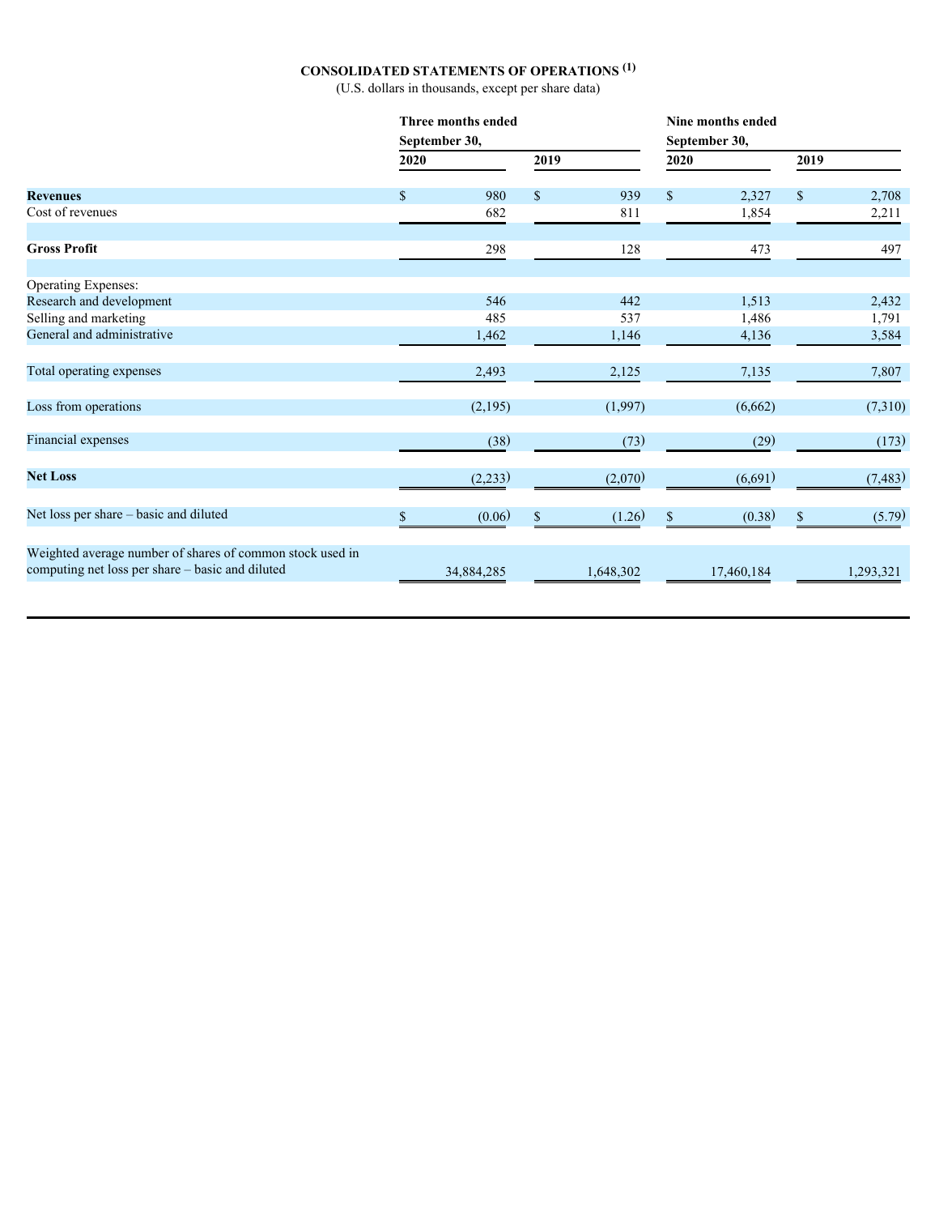# CONSOLIDATED STATEMENTS OF OPERATIONS [(1)]

(U.S. dollars in thousands, except per share data)

| | Three months ended September 30, | | Nine months ended September 30, | |
|---|---|---|---|---|
| | 2020 | 2019 | 2020 | 2019 |
| **Revenues** | $ 980 | $ 939 | $ 2,327 | $ 2,708 |
| Cost of revenues | 682 | 811 | 1,854 | 2,211 |
| **Gross Profit** | 298 | 128 | 473 | 497 |
| Operating Expenses: | | | | |
| Research and development | 546 | 442 | 1,513 | 2,432 |
| Selling and marketing | 485 | 537 | 1,486 | 1,791 |
| General and administrative | 1,462 | 1,146 | 4,136 | 3,584 |
| Total operating expenses | 2,493 | 2,125 | 7,135 | 7,807 |
| Loss from operations | (2,195) | (1,997) | (6,662) | (7,310) |
| Financial expenses | (38) | (73) | (29) | (173) |
| **Net Loss** | (2,233) | (2,070) | (6,691) | (7,483) |
| Net loss per share – basic and diluted | $ (0.06) | $ (1.26) | $ (0.38) | $ (5.79) |
| Weighted average number of shares of common stock used in computing net loss per share – basic and diluted | 34,884,285 | 1,648,302 | 17,460,184 | 1,293,321 |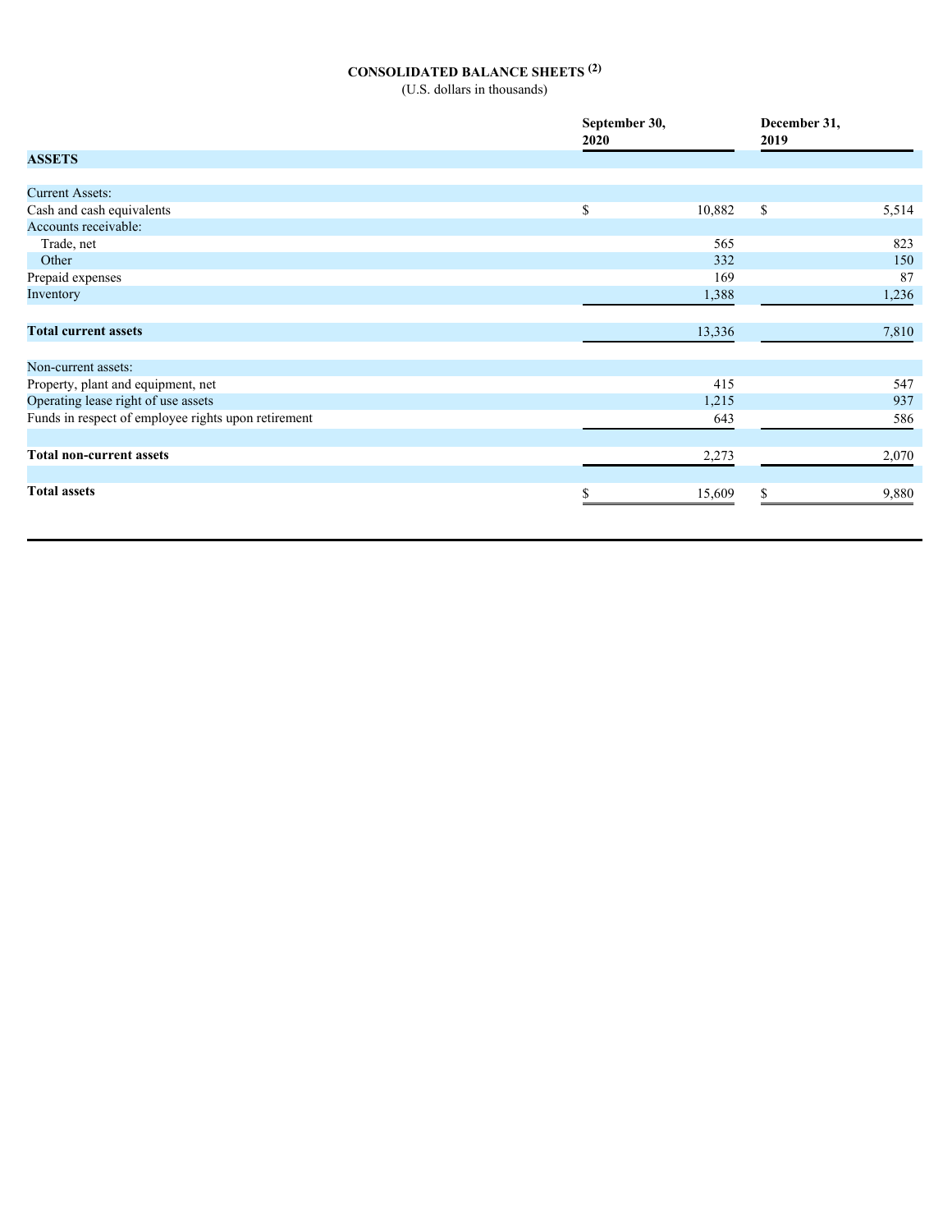# CONSOLIDATED BALANCE SHEETS (2)

(U.S. dollars in thousands)

| | September 30, 2020 | December 31, 2019 |
|---|---|---|
| **ASSETS** | | |
| Current Assets: | | |
| Cash and cash equivalents | $ 10,882 | $ 5,514 |
| Accounts receivable: | | |
| Trade, net | 565 | 823 |
| Other | 332 | 150 |
| Prepaid expenses | 169 | 87 |
| Inventory | 1,388 | 1,236 |
| **Total current assets** | 13,336 | 7,810 |
| Non-current assets: | | |
| Property, plant and equipment, net | 415 | 547 |
| Operating lease right of use assets | 1,215 | 937 |
| Funds in respect of employee rights upon retirement | 643 | 586 |
| **Total non-current assets** | 2,273 | 2,070 |
| **Total assets** | $ 15,609 | $ 9,880 |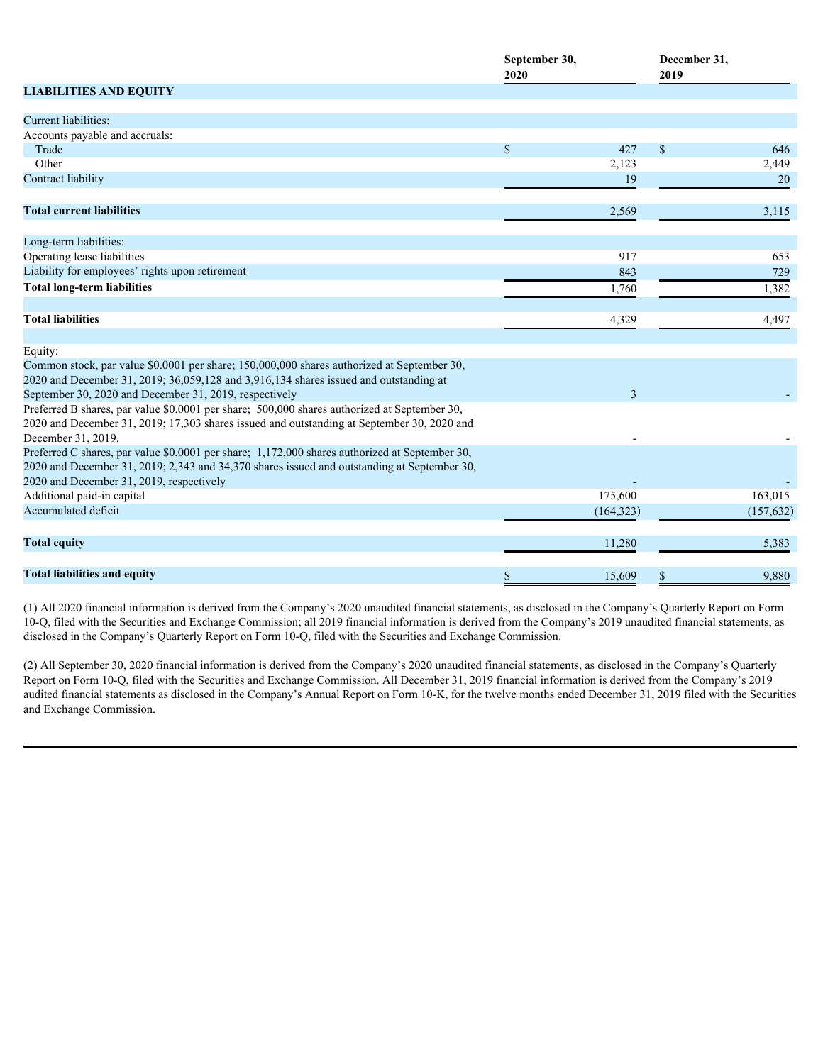| | September 30, 2020 | December 31, 2019 |
|---|---|---|
| **LIABILITIES AND EQUITY** | | |
| Current liabilities: | | |
| Accounts payable and accruals: | | |
| Trade | $ 427 | $ 646 |
| Other | 2,123 | 2,449 |
| Contract liability | 19 | 20 |
| **Total current liabilities** | 2,569 | 3,115 |
| Long-term liabilities: | | |
| Operating lease liabilities | 917 | 653 |
| Liability for employees' rights upon retirement | 843 | 729 |
| **Total long-term liabilities** | 1,760 | 1,382 |
| **Total liabilities** | 4,329 | 4,497 |
| Equity: | | |
| Common stock, par value $0.0001 per share; 150,000,000 shares authorized at September 30, 2020 and December 31, 2019; 36,059,128 and 3,916,134 shares issued and outstanding at September 30, 2020 and December 31, 2019, respectively | 3 | - |
| Preferred B shares, par value $0.0001 per share; 500,000 shares authorized at September 30, 2020 and December 31, 2019; 17,303 shares issued and outstanding at September 30, 2020 and December 31, 2019. | - | - |
| Preferred C shares, par value $0.0001 per share; 1,172,000 shares authorized at September 30, 2020 and December 31, 2019; 2,343 and 34,370 shares issued and outstanding at September 30, 2020 and December 31, 2019, respectively | - | - |
| Additional paid-in capital | 175,600 | 163,015 |
| Accumulated deficit | (164,323) | (157,632) |
| **Total equity** | 11,280 | 5,383 |
| **Total liabilities and equity** | $ 15,609 | $ 9,880 |

(1) All 2020 financial information is derived from the Company's 2020 unaudited financial statements, as disclosed in the Company's Quarterly Report on Form 10-Q, filed with the Securities and Exchange Commission; all 2019 financial information is derived from the Company's 2019 unaudited financial statements, as disclosed in the Company's Quarterly Report on Form 10-Q, filed with the Securities and Exchange Commission.

(2) All September 30, 2020 financial information is derived from the Company's 2020 unaudited financial statements, as disclosed in the Company's Quarterly Report on Form 10-Q, filed with the Securities and Exchange Commission. All December 31, 2019 financial information is derived from the Company's 2019 audited financial statements as disclosed in the Company's Annual Report on Form 10-K, for the twelve months ended December 31, 2019 filed with the Securities and Exchange Commission.